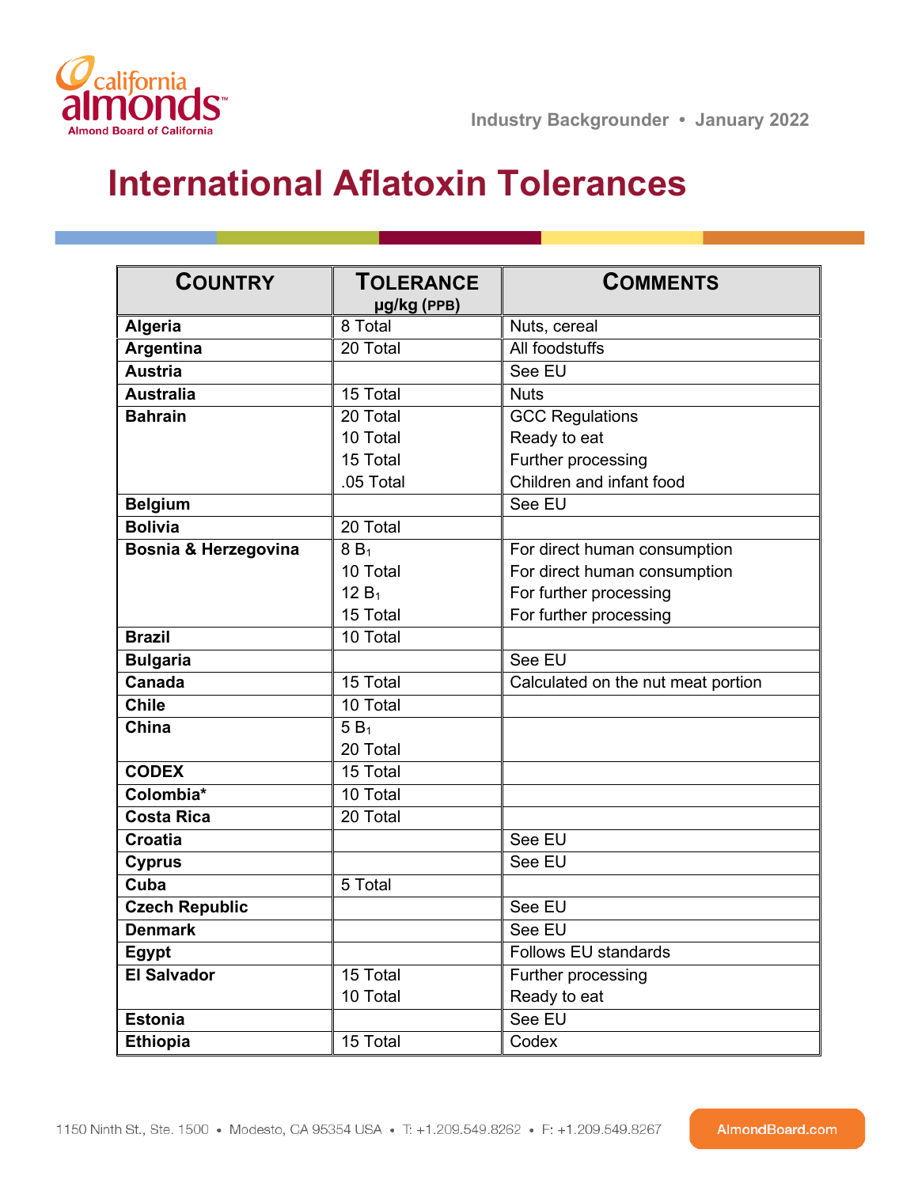# International Aflatoxin Tolerances

| COUNTRY | TOLERANCE µg/kg (PPB) | COMMENTS |
|---|---|---|
| **Algeria** | 8 Total | Nuts, cereal |
| **Argentina** | 20 Total | All foodstuffs |
| **Austria** | | See EU |
| **Australia** | 15 Total | Nuts |
| **Bahrain** | 20 Total | GCC Regulations |
| | 10 Total | Ready to eat |
| | 15 Total | Further processing |
| | .05 Total | Children and infant food |
| **Belgium** | | See EU |
| **Bolivia** | 20 Total | |
| **Bosnia & Herzegovina** | 8 $B_1$ | For direct human consumption |
| | 10 Total | For direct human consumption |
| | 12 $B_1$ | For further processing |
| | 15 Total | For further processing |
| **Brazil** | 10 Total | |
| **Bulgaria** | | See EU |
| **Canada** | 15 Total | Calculated on the nut meat portion |
| **Chile** | 10 Total | |
| **China** | 5 $B_1$ | |
| | 20 Total | |
| **CODEX** | 15 Total | |
| **Colombia*** | 10 Total | |
| **Costa Rica** | 20 Total | |
| **Croatia** | | See EU |
| **Cyprus** | | See EU |
| **Cuba** | 5 Total | |
| **Czech Republic** | | See EU |
| **Denmark** | | See EU |
| **Egypt** | | Follows EU standards |
| **El Salvador** | 15 Total | Further processing |
| | 10 Total | Ready to eat |
| **Estonia** | | See EU |
| **Ethiopia** | 15 Total | Codex |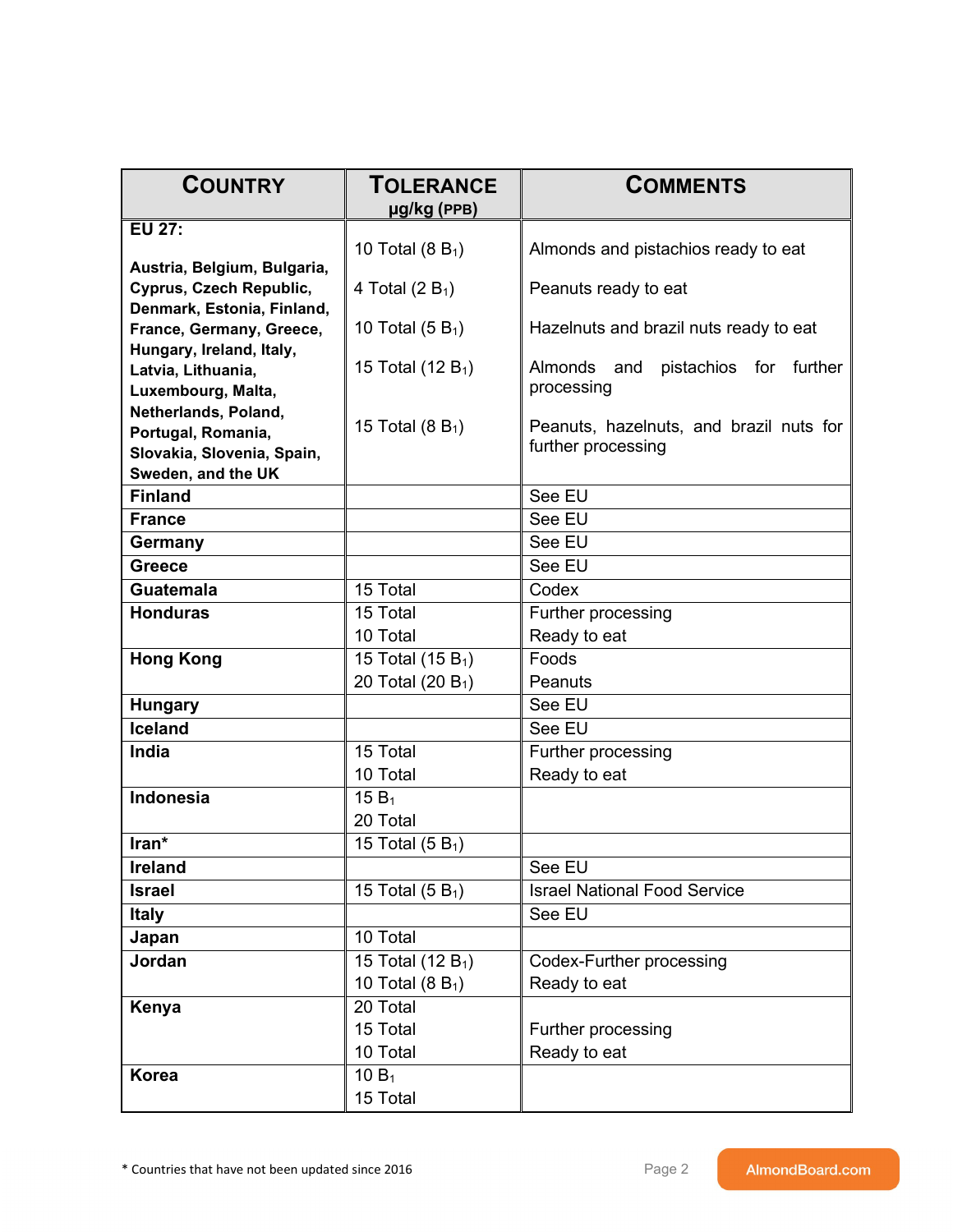| Country | Tolerance µg/kg (PPB) | Comments |
|---|---|---|
| **EU 27:** **Austria, Belgium, Bulgaria, Cyprus, Czech Republic, Denmark, Estonia, Finland, France, Germany, Greece, Hungary, Ireland, Italy, Latvia, Lithuania, Luxembourg, Malta, Netherlands, Poland, Portugal, Romania, Slovakia, Slovenia, Spain, Sweden, and the UK** | 10 Total (8 $B_1$)<br>4 Total (2 $B_1$)<br>10 Total (5 $B_1$)<br>15 Total (12 $B_1$)<br>15 Total (8 $B_1$) | Almonds and pistachios ready to eat<br>Peanuts ready to eat<br>Hazelnuts and brazil nuts ready to eat<br>Almonds and pistachios for further processing<br>Peanuts, hazelnuts, and brazil nuts for further processing |
| **Finland** | | See EU |
| **France** | | See EU |
| **Germany** | | See EU |
| **Greece** | | See EU |
| **Guatemala** | 15 Total | Codex |
| **Honduras** | 15 Total<br>10 Total | Further processing<br>Ready to eat |
| **Hong Kong** | 15 Total (15 $B_1$)<br>20 Total (20 $B_1$) | Foods<br>Peanuts |
| **Hungary** | | See EU |
| **Iceland** | | See EU |
| **India** | 15 Total<br>10 Total | Further processing<br>Ready to eat |
| **Indonesia** | 15 $B_1$<br>20 Total | |
| **Iran*** | 15 Total (5 $B_1$) | |
| **Ireland** | | See EU |
| **Israel** | 15 Total (5 $B_1$) | Israel National Food Service |
| **Italy** | | See EU |
| **Japan** | 10 Total | |
| **Jordan** | 15 Total (12 $B_1$)<br>10 Total (8 $B_1$) | Codex-Further processing<br>Ready to eat |
| **Kenya** | 20 Total<br>15 Total<br>10 Total | <br>Further processing<br>Ready to eat |
| **Korea** | 10 $B_1$<br>15 Total | |

\* Countries that have not been updated since 2016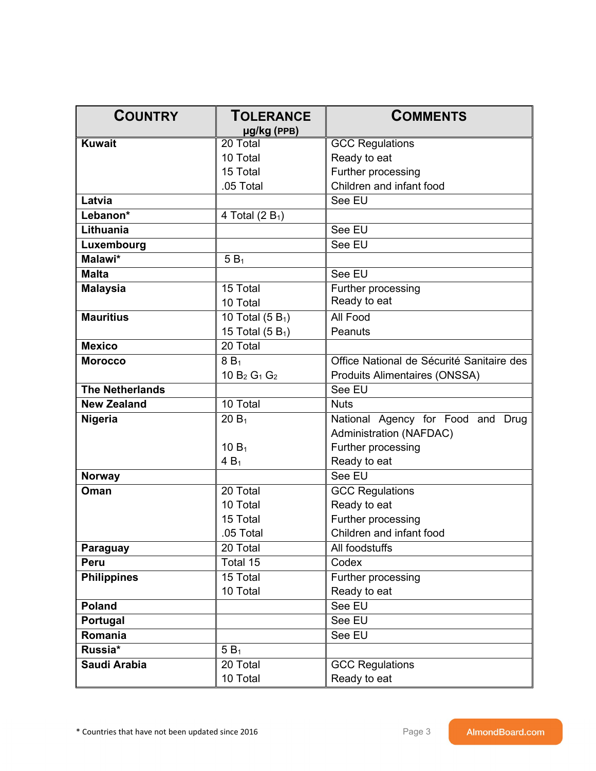| COUNTRY | TOLERANCE µg/kg (PPB) | COMMENTS |
|---|---|---|
| **Kuwait** | 20 Total<br>10 Total<br>15 Total<br>.05 Total | GCC Regulations<br>Ready to eat<br>Further processing<br>Children and infant food |
| **Latvia** | | See EU |
| **Lebanon*** | 4 Total (2 $B_1$) | |
| **Lithuania** | | See EU |
| **Luxembourg** | | See EU |
| **Malawi*** | 5 $B_1$ | |
| **Malta** | | See EU |
| **Malaysia** | 15 Total<br>10 Total | Further processing<br>Ready to eat |
| **Mauritius** | 10 Total (5 $B_1$)<br>15 Total (5 $B_1$) | All Food<br>Peanuts |
| **Mexico** | 20 Total | |
| **Morocco** | 8 $B_1$<br>10 $B_2$ $G_1$ $G_2$ | Office National de Sécurité Sanitaire des Produits Alimentaires (ONSSA) |
| **The Netherlands** | | See EU |
| **New Zealand** | 10 Total | Nuts |
| **Nigeria** | 20 $B_1$<br><br>10 $B_1$<br>4 $B_1$ | National Agency for Food and Drug Administration (NAFDAC)<br>Further processing<br>Ready to eat |
| **Norway** | | See EU |
| **Oman** | 20 Total<br>10 Total<br>15 Total<br>.05 Total | GCC Regulations<br>Ready to eat<br>Further processing<br>Children and infant food |
| **Paraguay** | 20 Total | All foodstuffs |
| **Peru** | Total 15 | Codex |
| **Philippines** | 15 Total<br>10 Total | Further processing<br>Ready to eat |
| **Poland** | | See EU |
| **Portugal** | | See EU |
| **Romania** | | See EU |
| **Russia*** | 5 $B_1$ | |
| **Saudi Arabia** | 20 Total<br>10 Total | GCC Regulations<br>Ready to eat |

* Countries that have not been updated since 2016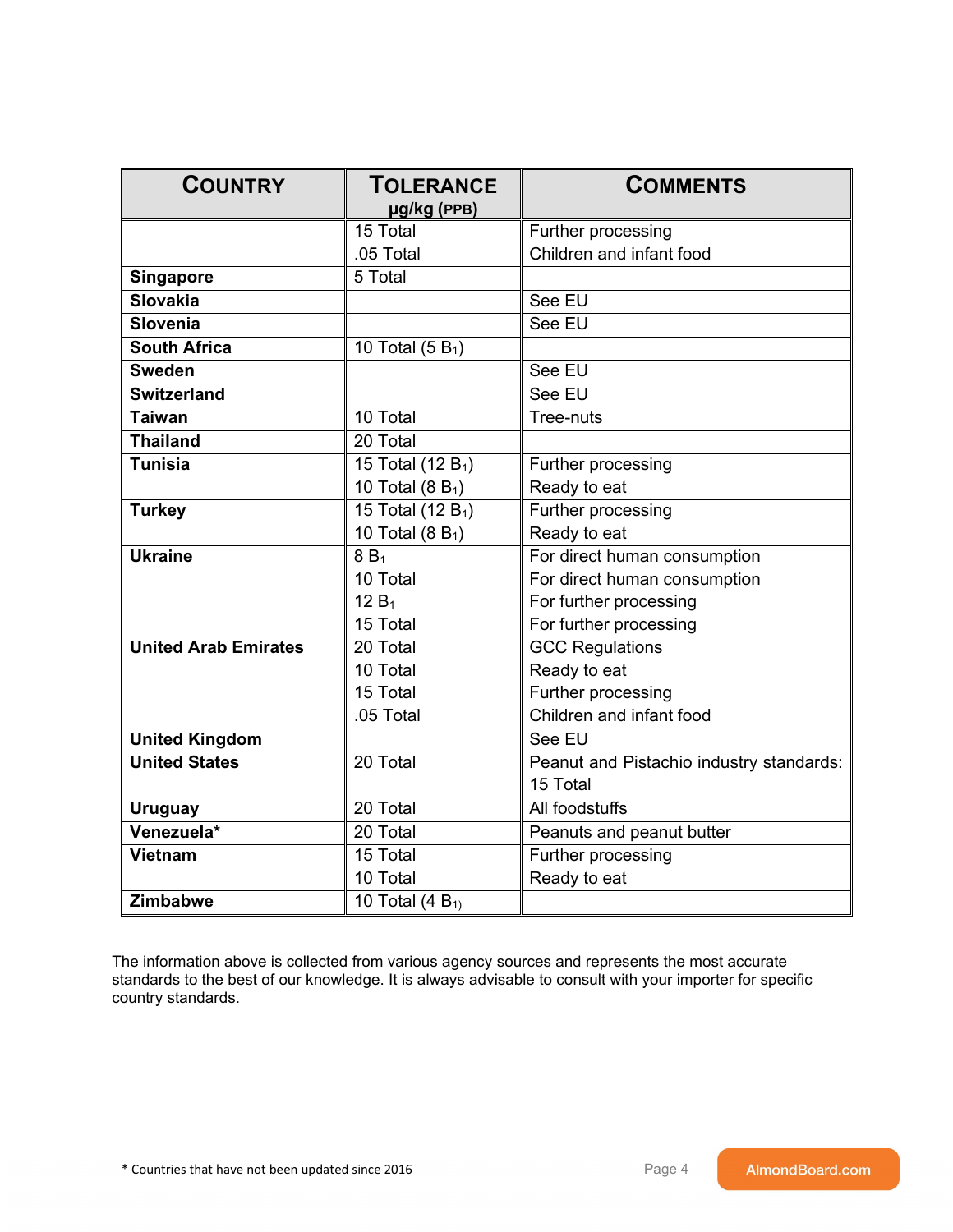| COUNTRY | TOLERANCE µg/kg (PPB) | COMMENTS |
|---|---|---|
| | 15 Total<br>.05 Total | Further processing<br>Children and infant food |
| **Singapore** | 5 Total | |
| **Slovakia** | | See EU |
| **Slovenia** | | See EU |
| **South Africa** | 10 Total (5 $B_1$) | |
| **Sweden** | | See EU |
| **Switzerland** | | See EU |
| **Taiwan** | 10 Total | Tree-nuts |
| **Thailand** | 20 Total | |
| **Tunisia** | 15 Total (12 $B_1$)<br>10 Total (8 $B_1$) | Further processing<br>Ready to eat |
| **Turkey** | 15 Total (12 $B_1$)<br>10 Total (8 $B_1$) | Further processing<br>Ready to eat |
| **Ukraine** | 8 $B_1$<br>10 Total<br>12 $B_1$<br>15 Total | For direct human consumption<br>For direct human consumption<br>For further processing<br>For further processing |
| **United Arab Emirates** | 20 Total<br>10 Total<br>15 Total<br>.05 Total | GCC Regulations<br>Ready to eat<br>Further processing<br>Children and infant food |
| **United Kingdom** | | See EU |
| **United States** | 20 Total | Peanut and Pistachio industry standards: 15 Total |
| **Uruguay** | 20 Total | All foodstuffs |
| **Venezuela*** | 20 Total | Peanuts and peanut butter |
| **Vietnam** | 15 Total<br>10 Total | Further processing<br>Ready to eat |
| **Zimbabwe** | 10 Total (4 $B_1$) | |

The information above is collected from various agency sources and represents the most accurate standards to the best of our knowledge. It is always advisable to consult with your importer for specific country standards.

* Countries that have not been updated since 2016